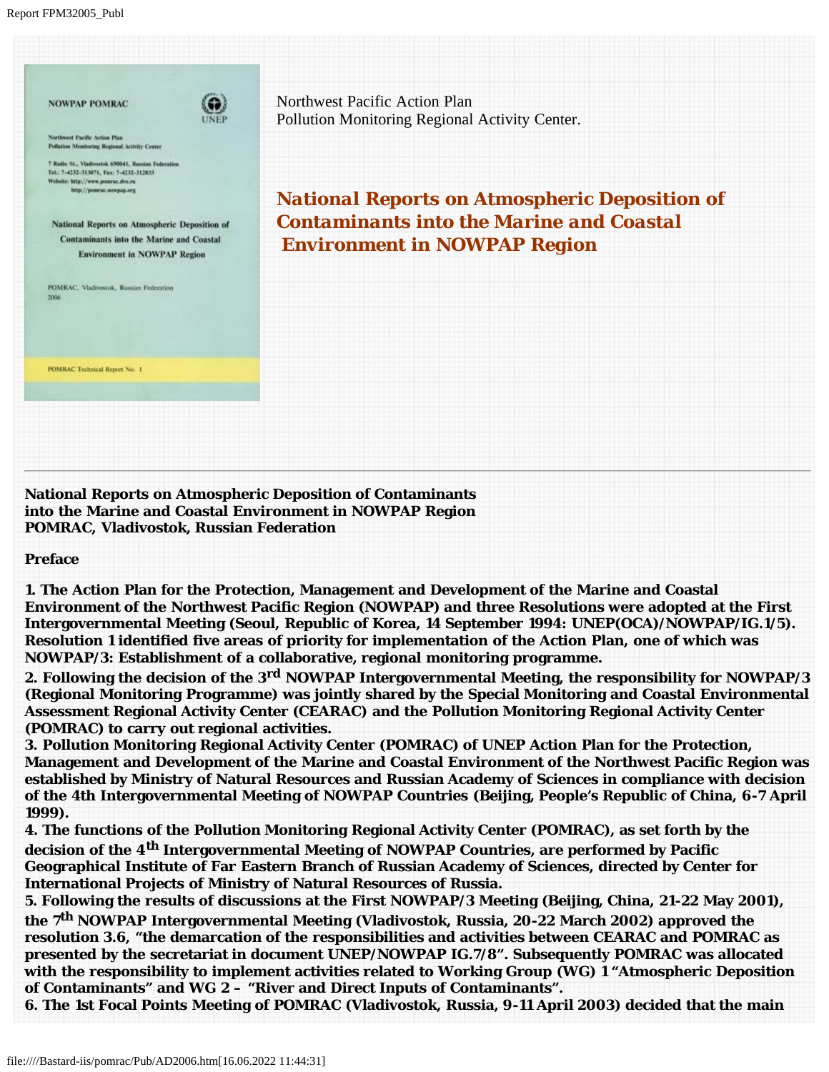Northwest Pacific Action Plan
Pollution Monitoring Regional Activity Center.

# National Reports on Atmospheric Deposition of Contaminants into the Marine and Coastal Environment in NOWPAP Region

**National Reports on Atmospheric Deposition of Contaminants into the Marine and Coastal Environment in NOWPAP Region**
**POMRAC, Vladivostok, Russian Federation**

## Preface

**1. The Action Plan for the Protection, Management and Development of the Marine and Coastal Environment of the Northwest Pacific Region (NOWPAP) and three Resolutions were adopted at the First Intergovernmental Meeting (Seoul, Republic of Korea, 14 September 1994: UNEP(OCA)/NOWPAP/IG.1/5). Resolution 1 identified five areas of priority for implementation of the Action Plan, one of which was NOWPAP/3: Establishment of a collaborative, regional monitoring programme.**

**2. Following the decision of the 3rd NOWPAP Intergovernmental Meeting, the responsibility for NOWPAP/3 (Regional Monitoring Programme) was jointly shared by the Special Monitoring and Coastal Environmental Assessment Regional Activity Center (CEARAC) and the Pollution Monitoring Regional Activity Center (POMRAC) to carry out regional activities.**

**3. Pollution Monitoring Regional Activity Center (POMRAC) of UNEP Action Plan for the Protection, Management and Development of the Marine and Coastal Environment of the Northwest Pacific Region was established by Ministry of Natural Resources and Russian Academy of Sciences in compliance with decision of the 4th Intergovernmental Meeting of NOWPAP Countries (Beijing, People's Republic of China, 6-7 April 1999).**

**4. The functions of the Pollution Monitoring Regional Activity Center (POMRAC), as set forth by the decision of the 4th Intergovernmental Meeting of NOWPAP Countries, are performed by Pacific Geographical Institute of Far Eastern Branch of Russian Academy of Sciences, directed by Center for International Projects of Ministry of Natural Resources of Russia.**

**5. Following the results of discussions at the First NOWPAP/3 Meeting (Beijing, China, 21-22 May 2001), the 7th NOWPAP Intergovernmental Meeting (Vladivostok, Russia, 20-22 March 2002) approved the resolution 3.6, "the demarcation of the responsibilities and activities between CEARAC and POMRAC as presented by the secretariat in document UNEP/NOWPAP IG.7/8". Subsequently POMRAC was allocated with the responsibility to implement activities related to Working Group (WG) 1 "Atmospheric Deposition of Contaminants" and WG 2 – "River and Direct Inputs of Contaminants".**

**6. The 1st Focal Points Meeting of POMRAC (Vladivostok, Russia, 9-11 April 2003) decided that the main**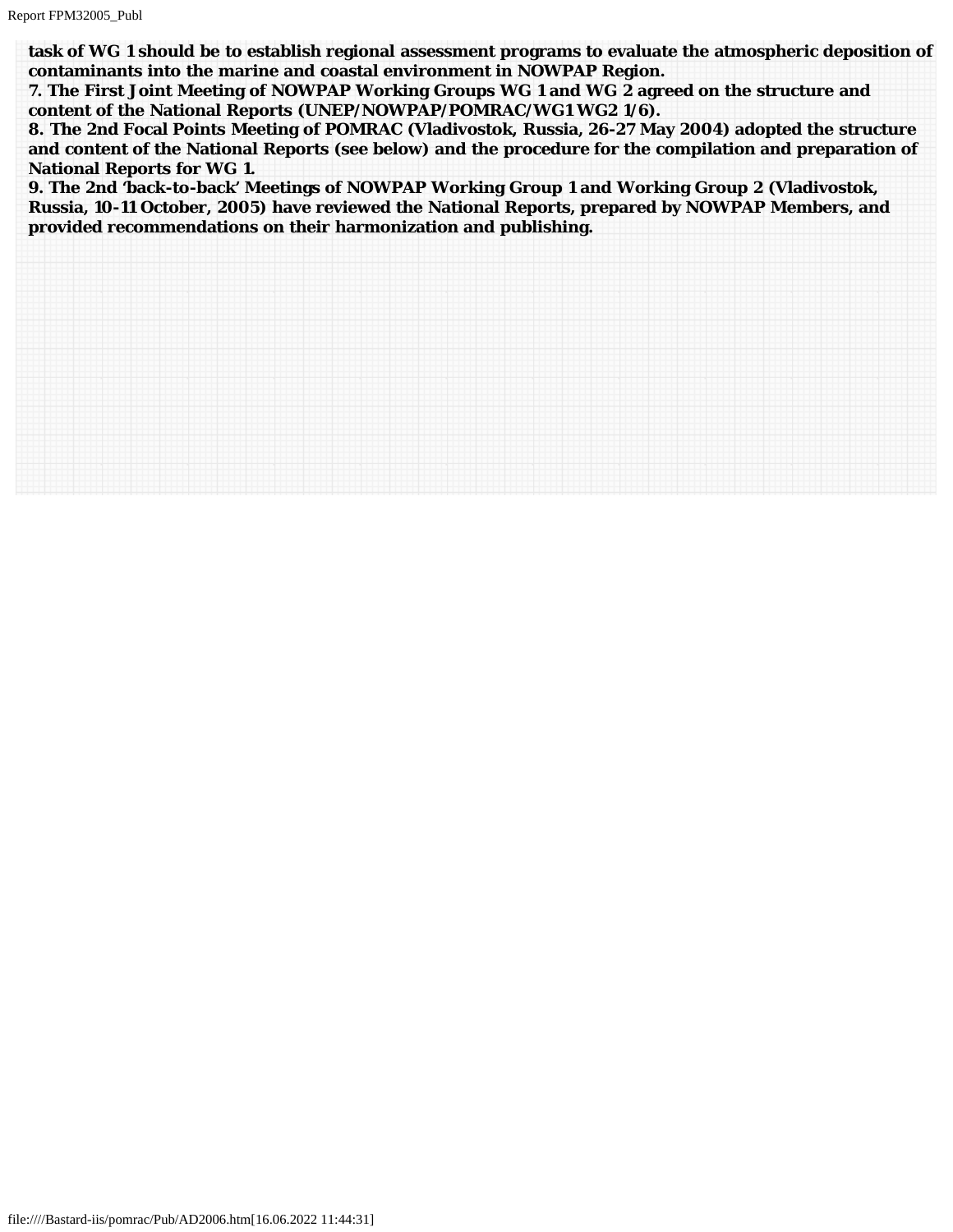**task of WG 1 should be to establish regional assessment programs to evaluate the atmospheric deposition of contaminants into the marine and coastal environment in NOWPAP Region.**

**7. The First Joint Meeting of NOWPAP Working Groups WG 1 and WG 2 agreed on the structure and content of the National Reports (UNEP/NOWPAP/POMRAC/WG1 WG2 1/6).**

**8. The 2nd Focal Points Meeting of POMRAC (Vladivostok, Russia, 26-27 May 2004) adopted the structure and content of the National Reports (see below) and the procedure for the compilation and preparation of National Reports for WG 1.**

**9. The 2nd 'back-to-back' Meetings of NOWPAP Working Group 1 and Working Group 2 (Vladivostok, Russia, 10-11 October, 2005) have reviewed the National Reports, prepared by NOWPAP Members, and provided recommendations on their harmonization and publishing.**